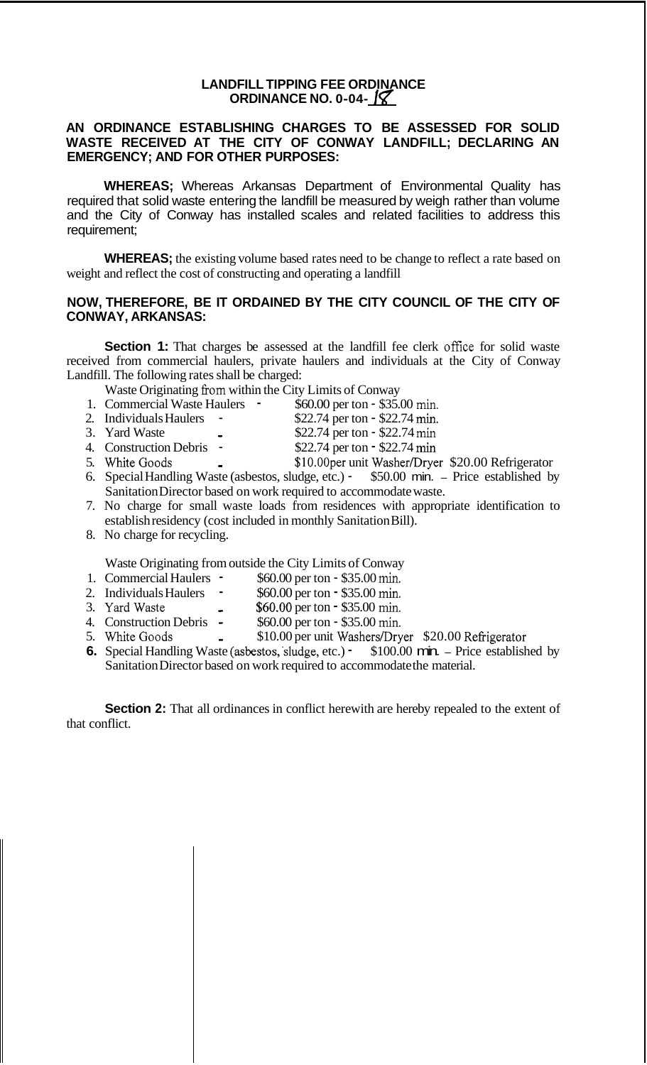**LANDFILL TIPPING FEE ORDINANCE**
**ORDINANCE NO. 0-04-18**

**AN ORDINANCE ESTABLISHING CHARGES TO BE ASSESSED FOR SOLID WASTE RECEIVED AT THE CITY OF CONWAY LANDFILL; DECLARING AN EMERGENCY; AND FOR OTHER PURPOSES:**

**WHEREAS;** Whereas Arkansas Department of Environmental Quality has required that solid waste entering the landfill be measured by weigh rather than volume and the City of Conway has installed scales and related facilities to address this requirement;

**WHEREAS;** the existing volume based rates need to be change to reflect a rate based on weight and reflect the cost of constructing and operating a landfill

**NOW, THEREFORE, BE IT ORDAINED BY THE CITY COUNCIL OF THE CITY OF CONWAY, ARKANSAS:**

**Section 1:** That charges be assessed at the landfill fee clerk office for solid waste received from commercial haulers, private haulers and individuals at the City of Conway Landfill. The following rates shall be charged:

Waste Originating from within the City Limits of Conway

1. Commercial Waste Haulers - $60.00 per ton - $35.00 min.
2. Individuals Haulers - $22.74 per ton - $22.74 min.
3. Yard Waste - $22.74 per ton - $22.74 min
4. Construction Debris - $22.74 per ton - $22.74 min
5. White Goods - $10.00per unit Washer/Dryer $20.00 Refrigerator
6. Special Handling Waste (asbestos, sludge, etc.) - $50.00 min. – Price established by Sanitation Director based on work required to accommodate waste.
7. No charge for small waste loads from residences with appropriate identification to establish residency (cost included in monthly Sanitation Bill).
8. No charge for recycling.

Waste Originating from outside the City Limits of Conway

1. Commercial Haulers - $60.00 per ton - $35.00 min.
2. Individuals Haulers - $60.00 per ton - $35.00 min.
3. Yard Waste - $60.00 per ton - $35.00 min.
4. Construction Debris - $60.00 per ton - $35.00 min.
5. White Goods - $10.00 per unit Washers/Dryer $20.00 Refrigerator
6. Special Handling Waste (asbestos, sludge, etc.) - $100.00 min. – Price established by Sanitation Director based on work required to accommodate the material.

**Section 2:** That all ordinances in conflict herewith are hereby repealed to the extent of that conflict.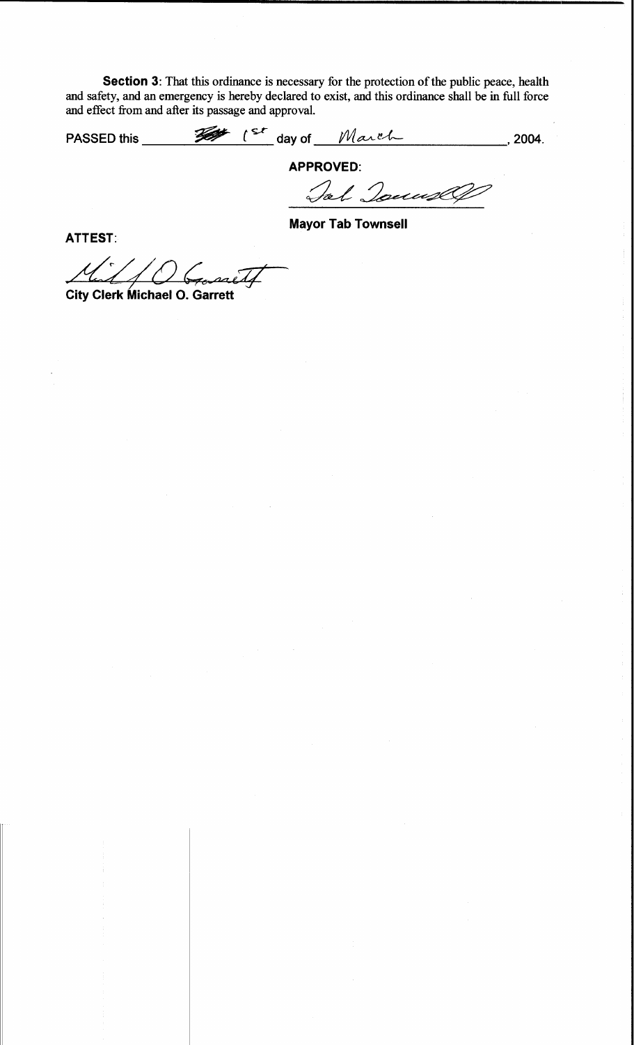**Section 3**: That this ordinance is necessary for the protection of the public peace, health and safety, and an emergency is hereby declared to exist, and this ordinance shall be in full force and effect from and after its passage and approval.

PASSED this ~~Feb~~ 1st day of March, 2004.

**APPROVED**:

Tab Townsell

**Mayor Tab Townsell**

**ATTEST**:

Michael O. Garrett

**City Clerk Michael O. Garrett**